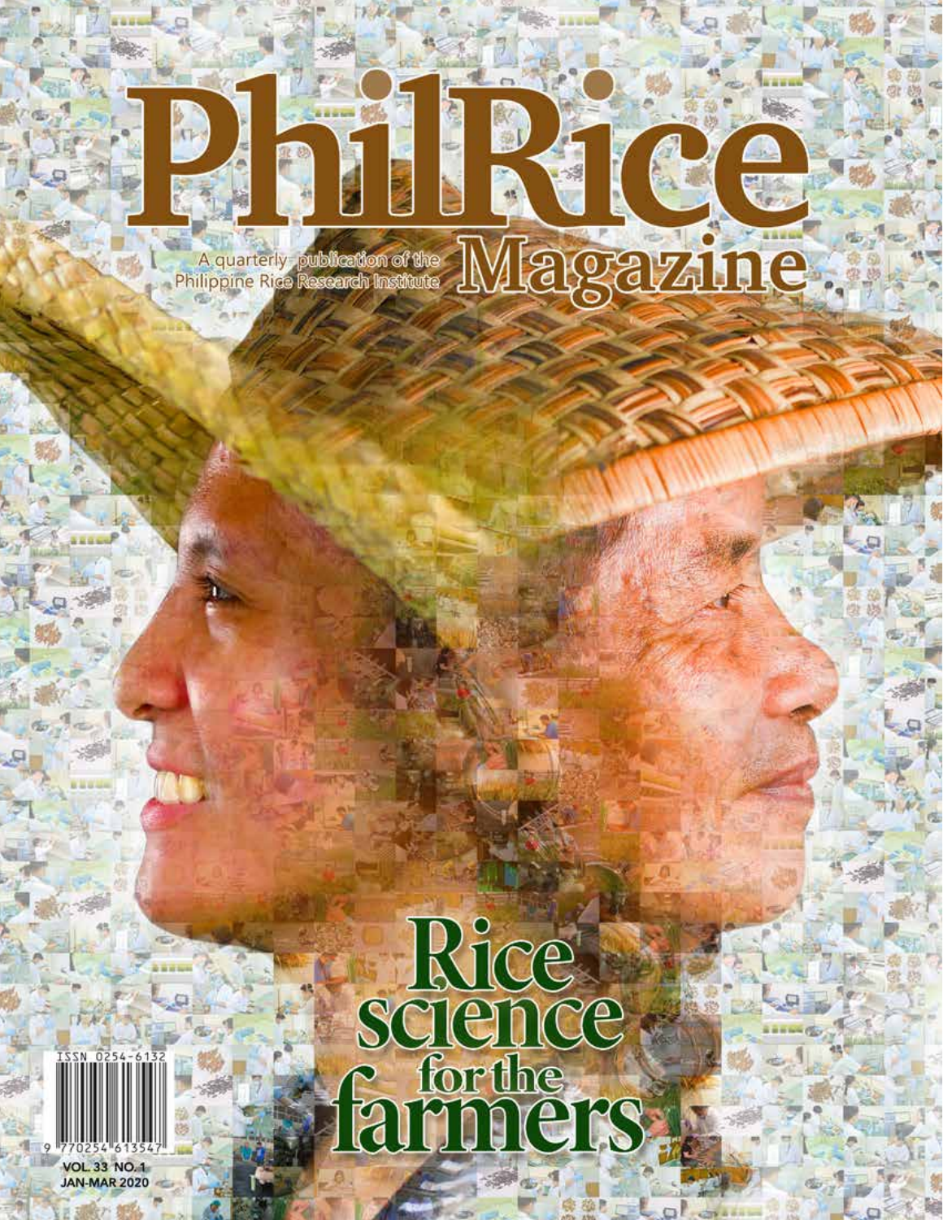# PhilRice Magazine

A quarterly publication of the Philippine Rice Research Institute

# Rice science for the farmers

ISSN 0254-6132

VOL. 33 NO. 1
JAN-MAR 2020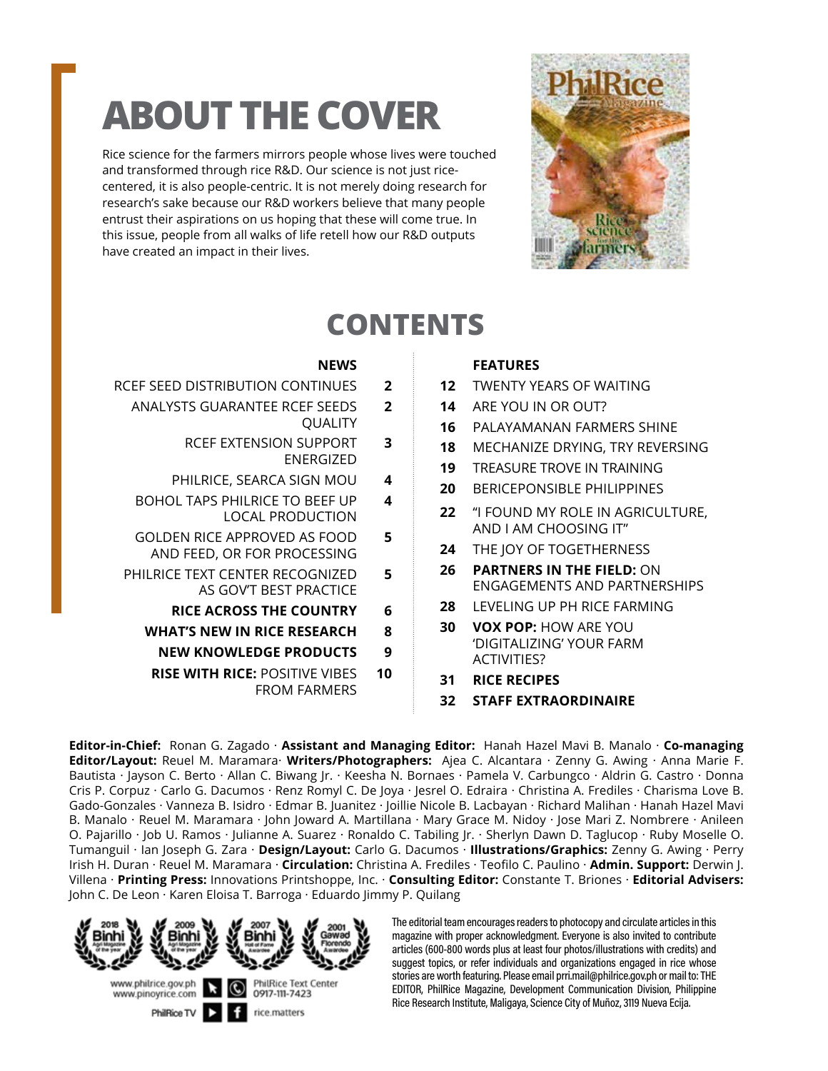# ABOUT THE COVER

Rice science for the farmers mirrors people whose lives were touched and transformed through rice R&D. Our science is not just rice-centered, it is also people-centric. It is not merely doing research for research's sake because our R&D workers believe that many people entrust their aspirations on us hoping that these will come true. In this issue, people from all walks of life retell how our R&D outputs have created an impact in their lives.

# CONTENTS

## NEWS

- RCEF SEED DISTRIBUTION CONTINUES — 2
- ANALYSTS GUARANTEE RCEF SEEDS QUALITY — 2
- RCEF EXTENSION SUPPORT ENERGIZED — 3
- PHILRICE, SEARCA SIGN MOU — 4
- BOHOL TAPS PHILRICE TO BEEF UP LOCAL PRODUCTION — 4
- GOLDEN RICE APPROVED AS FOOD AND FEED, OR FOR PROCESSING — 5
- PHILRICE TEXT CENTER RECOGNIZED AS GOV'T BEST PRACTICE — 5
- **RICE ACROSS THE COUNTRY** — 6
- **WHAT'S NEW IN RICE RESEARCH** — 8
- **NEW KNOWLEDGE PRODUCTS** — 9
- **RISE WITH RICE:** POSITIVE VIBES FROM FARMERS — 10

## FEATURES

- 12 — TWENTY YEARS OF WAITING
- 14 — ARE YOU IN OR OUT?
- 16 — PALAYAMANAN FARMERS SHINE
- 18 — MECHANIZE DRYING, TRY REVERSING
- 19 — TREASURE TROVE IN TRAINING
- 20 — BERICEPONSIBLE PHILIPPINES
- 22 — "I FOUND MY ROLE IN AGRICULTURE, AND I AM CHOOSING IT"
- 24 — THE JOY OF TOGETHERNESS
- 26 — **PARTNERS IN THE FIELD:** ON ENGAGEMENTS AND PARTNERSHIPS
- 28 — LEVELING UP PH RICE FARMING
- 30 — **VOX POP:** HOW ARE YOU 'DIGITALIZING' YOUR FARM ACTIVITIES?
- 31 — **RICE RECIPES**
- 32 — **STAFF EXTRAORDINAIRE**

**Editor-in-Chief:** Ronan G. Zagado · **Assistant and Managing Editor:** Hanah Hazel Mavi B. Manalo · **Co-managing Editor/Layout:** Reuel M. Maramara· **Writers/Photographers:** Ajea C. Alcantara · Zenny G. Awing · Anna Marie F. Bautista · Jayson C. Berto · Allan C. Biwang Jr. · Keesha N. Bornaes · Pamela V. Carbungco · Aldrin G. Castro · Donna Cris P. Corpuz · Carlo G. Dacumos · Renz Romyl C. De Joya · Jesrel O. Edraira · Christina A. Frediles · Charisma Love B. Gado-Gonzales · Vanneza B. Isidro · Edmar B. Juanitez · Joillie Nicole B. Lacbayan · Richard Malihan · Hanah Hazel Mavi B. Manalo · Reuel M. Maramara · John Joward A. Martillana · Mary Grace M. Nidoy · Jose Mari Z. Nombrere · Anileen O. Pajarillo · Job U. Ramos · Julianne A. Suarez · Ronaldo C. Tabiling Jr. · Sherlyn Dawn D. Taglucop · Ruby Moselle O. Tumanguil · Ian Joseph G. Zara · **Design/Layout:** Carlo G. Dacumos · **Illustrations/Graphics:** Zenny G. Awing · Perry Irish H. Duran · Reuel M. Maramara · **Circulation:** Christina A. Frediles · Teofilo C. Paulino · **Admin. Support:** Derwin J. Villena · **Printing Press:** Innovations Printshoppe, Inc. · **Consulting Editor:** Constante T. Briones · **Editorial Advisers:** John C. De Leon · Karen Eloisa T. Barroga · Eduardo Jimmy P. Quilang

2018 Binhi Agri Magazine of the year · 2009 Binhi Agri Magazine of the year · 2007 Binhi Hall of Fame Awardee · 2001 Gawad Florendo Awardee

www.philrice.gov.ph · www.pinoyrice.com · PhilRice Text Center 0917-111-7423 · PhilRice TV · rice.matters

The editorial team encourages readers to photocopy and circulate articles in this magazine with proper acknowledgment. Everyone is also invited to contribute articles (600-800 words plus at least four photos/illustrations with credits) and suggest topics, or refer individuals and organizations engaged in rice whose stories are worth featuring. Please email prri.mail@philrice.gov.ph or mail to: THE EDITOR, PhilRice Magazine, Development Communication Division, Philippine Rice Research Institute, Maligaya, Science City of Muñoz, 3119 Nueva Ecija.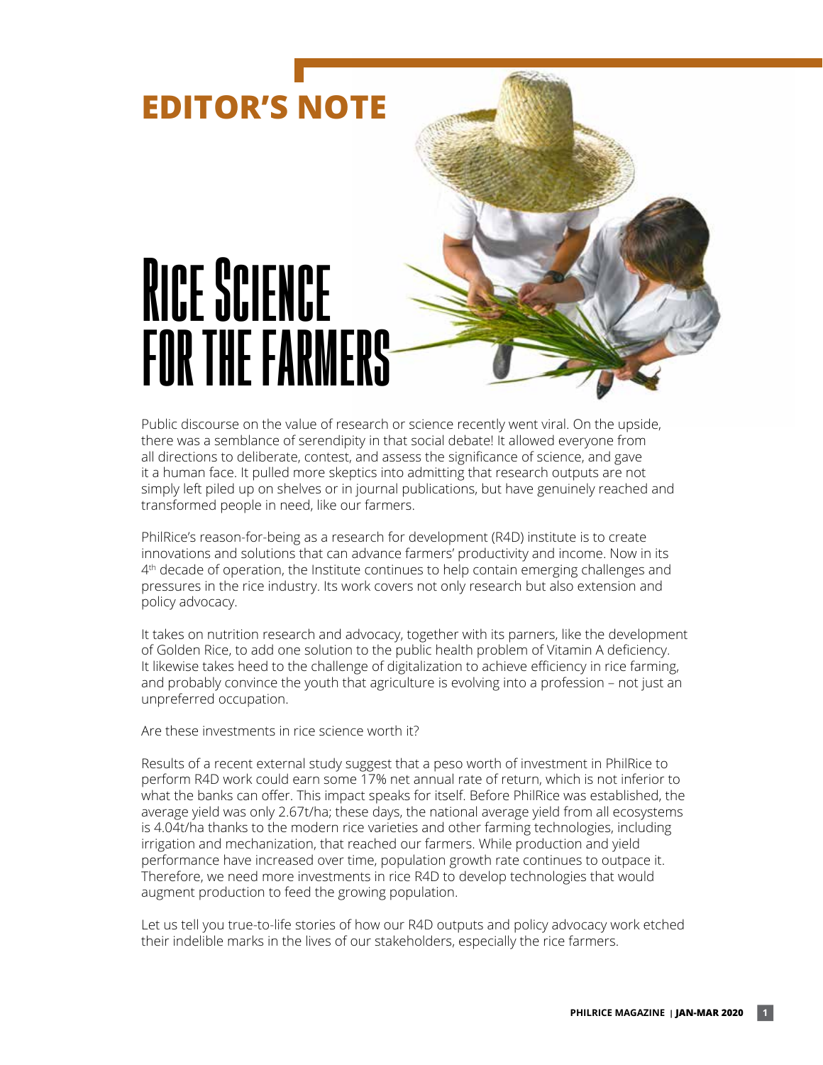# EDITOR'S NOTE

# RICE SCIENCE FOR THE FARMERS

Public discourse on the value of research or science recently went viral. On the upside, there was a semblance of serendipity in that social debate! It allowed everyone from all directions to deliberate, contest, and assess the significance of science, and gave it a human face. It pulled more skeptics into admitting that research outputs are not simply left piled up on shelves or in journal publications, but have genuinely reached and transformed people in need, like our farmers.

PhilRice's reason-for-being as a research for development (R4D) institute is to create innovations and solutions that can advance farmers' productivity and income. Now in its 4th decade of operation, the Institute continues to help contain emerging challenges and pressures in the rice industry. Its work covers not only research but also extension and policy advocacy.

It takes on nutrition research and advocacy, together with its parners, like the development of Golden Rice, to add one solution to the public health problem of Vitamin A deficiency. It likewise takes heed to the challenge of digitalization to achieve efficiency in rice farming, and probably convince the youth that agriculture is evolving into a profession – not just an unpreferred occupation.

Are these investments in rice science worth it?

Results of a recent external study suggest that a peso worth of investment in PhilRice to perform R4D work could earn some 17% net annual rate of return, which is not inferior to what the banks can offer. This impact speaks for itself. Before PhilRice was established, the average yield was only 2.67t/ha; these days, the national average yield from all ecosystems is 4.04t/ha thanks to the modern rice varieties and other farming technologies, including irrigation and mechanization, that reached our farmers. While production and yield performance have increased over time, population growth rate continues to outpace it. Therefore, we need more investments in rice R4D to develop technologies that would augment production to feed the growing population.

Let us tell you true-to-life stories of how our R4D outputs and policy advocacy work etched their indelible marks in the lives of our stakeholders, especially the rice farmers.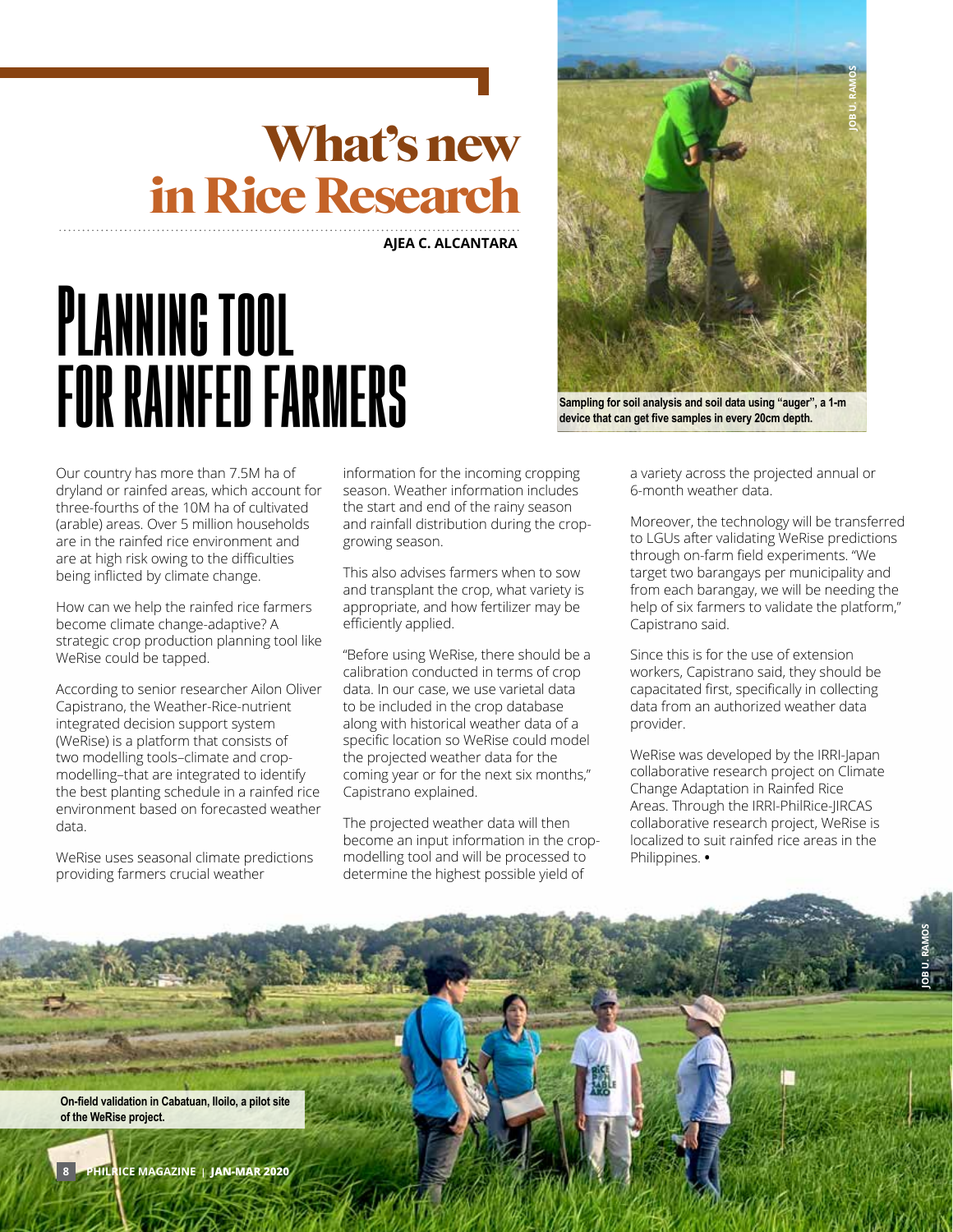# What's new in Rice Research

**AJEA C. ALCANTARA**

## Planning tool for rainfed farmers

Sampling for soil analysis and soil data using "auger", a 1-m device that can get five samples in every 20cm depth.

Our country has more than 7.5M ha of dryland or rainfed areas, which account for three-fourths of the 10M ha of cultivated (arable) areas. Over 5 million households are in the rainfed rice environment and are at high risk owing to the difficulties being inflicted by climate change.

How can we help the rainfed rice farmers become climate change-adaptive? A strategic crop production planning tool like WeRise could be tapped.

According to senior researcher Ailon Oliver Capistrano, the Weather-Rice-nutrient integrated decision support system (WeRise) is a platform that consists of two modelling tools–climate and crop-modelling–that are integrated to identify the best planting schedule in a rainfed rice environment based on forecasted weather data.

WeRise uses seasonal climate predictions providing farmers crucial weather information for the incoming cropping season. Weather information includes the start and end of the rainy season and rainfall distribution during the crop-growing season.

This also advises farmers when to sow and transplant the crop, what variety is appropriate, and how fertilizer may be efficiently applied.

"Before using WeRise, there should be a calibration conducted in terms of crop data. In our case, we use varietal data to be included in the crop database along with historical weather data of a specific location so WeRise could model the projected weather data for the coming year or for the next six months," Capistrano explained.

The projected weather data will then become an input information in the crop-modelling tool and will be processed to determine the highest possible yield of a variety across the projected annual or 6-month weather data.

Moreover, the technology will be transferred to LGUs after validating WeRise predictions through on-farm field experiments. "We target two barangays per municipality and from each barangay, we will be needing the help of six farmers to validate the platform," Capistrano said.

Since this is for the use of extension workers, Capistrano said, they should be capacitated first, specifically in collecting data from an authorized weather data provider.

WeRise was developed by the IRRI-Japan collaborative research project on Climate Change Adaptation in Rainfed Rice Areas. Through the IRRI-PhilRice-JIRCAS collaborative research project, WeRise is localized to suit rainfed rice areas in the Philippines. •

On-field validation in Cabatuan, Iloilo, a pilot site of the WeRise project.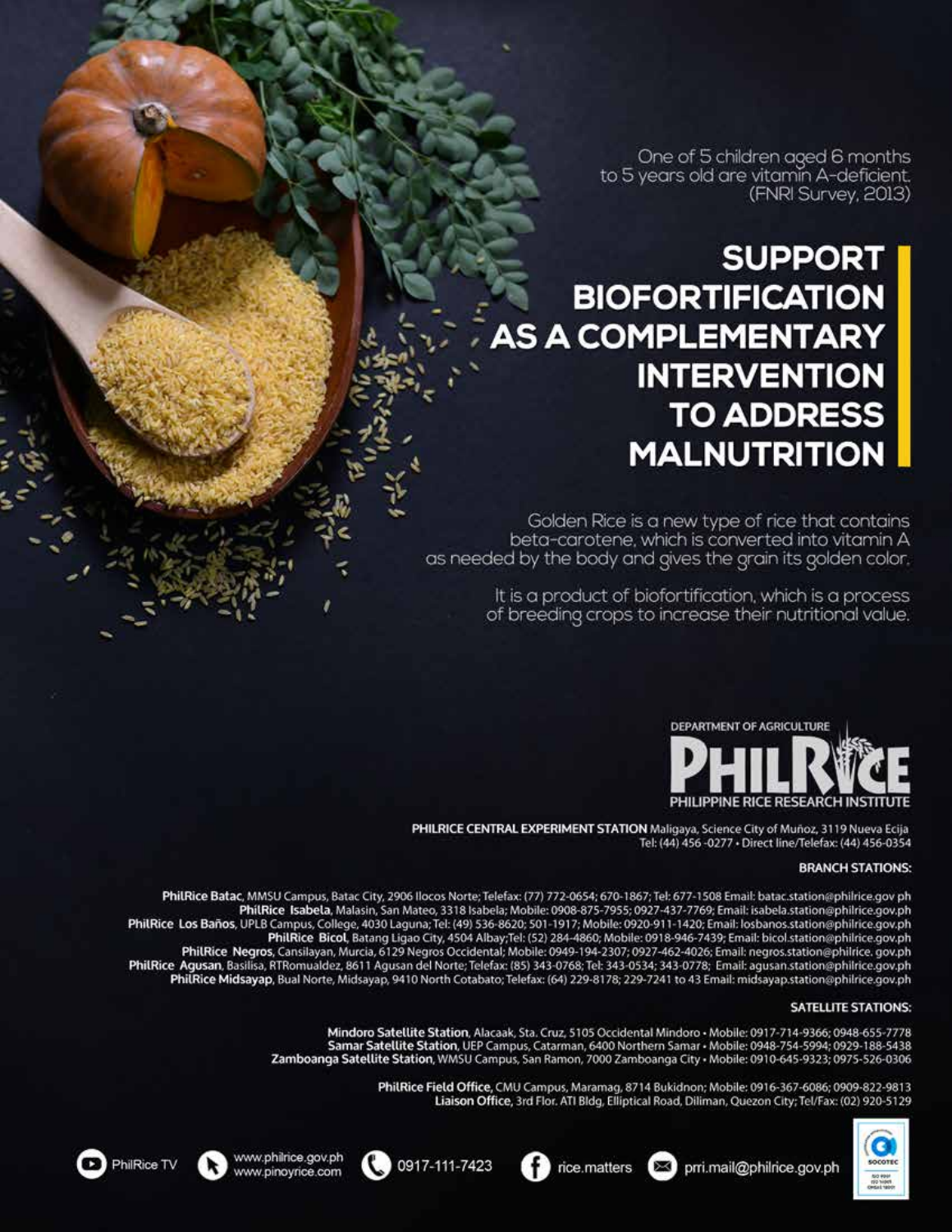One of 5 children aged 6 months to 5 years old are vitamin A-deficient. (FNRI Survey, 2013)

# SUPPORT BIOFORTIFICATION AS A COMPLEMENTARY INTERVENTION TO ADDRESS MALNUTRITION

Golden Rice is a new type of rice that contains beta-carotene, which is converted into vitamin A as needed by the body and gives the grain its golden color.

It is a product of biofortification, which is a process of breeding crops to increase their nutritional value.

DEPARTMENT OF AGRICULTURE

**PHILRICE**

PHILIPPINE RICE RESEARCH INSTITUTE

**PHILRICE CENTRAL EXPERIMENT STATION** Maligaya, Science City of Muñoz, 3119 Nueva Ecija
Tel: (44) 456 -0277 • Direct line/Telefax: (44) 456-0354

**BRANCH STATIONS:**

**PhilRice Batac**, MMSU Campus, Batac City, 2906 Ilocos Norte; Telefax: (77) 772-0654; 670-1867; Tel: 677-1508 Email: batac.station@philrice.gov ph
**PhilRice Isabela**, Malasin, San Mateo, 3318 Isabela; Mobile: 0908-875-7955; 0927-437-7769; Email: isabela.station@philrice.gov.ph
**PhilRice Los Baños**, UPLB Campus, College, 4030 Laguna; Tel: (49) 536-8620; 501-1917; Mobile: 0920-911-1420; Email: losbanos.station@philrice.gov.ph
**PhilRice Bicol**, Batang Ligao City, 4504 Albay;Tel: (52) 284-4860; Mobile: 0918-946-7439; Email: bicol.station@philrice.gov.ph
**PhilRice Negros**, Cansilayan, Murcia, 6129 Negros Occidental; Mobile: 0949-194-2307; 0927-462-4026; Email: negros.station@philrice. gov.ph
**PhilRice Agusan**, Basilisa, RTRomualdez, 8611 Agusan del Norte; Telefax: (85) 343-0768; Tel: 343-0534; 343-0778; Email: agusan.station@philrice.gov.ph
**PhilRice Midsayap**, Bual Norte, Midsayap, 9410 North Cotabato; Telefax: (64) 229-8178; 229-7241 to 43 Email: midsayap.station@philrice.gov.ph

**SATELLITE STATIONS:**

**Mindoro Satellite Station**, Alacaak, Sta. Cruz, 5105 Occidental Mindoro • Mobile: 0917-714-9366; 0948-655-7778
**Samar Satellite Station**, UEP Campus, Catarman, 6400 Northern Samar • Mobile: 0948-754-5994; 0929-188-5438
**Zamboanga Satellite Station**, WMSU Campus, San Ramon, 7000 Zamboanga City • Mobile: 0910-645-9323; 0975-526-0306

**PhilRice Field Office**, CMU Campus, Maramag, 8714 Bukidnon; Mobile: 0916-367-6086; 0909-822-9813
**Liaison Office**, 3rd Flor. ATI Bldg, Elliptical Road, Diliman, Quezon City; Tel/Fax: (02) 920-5129

PhilRice TV | www.philrice.gov.ph www.pinoyrice.com | 0917-111-7423 | rice.matters | prri.mail@philrice.gov.ph